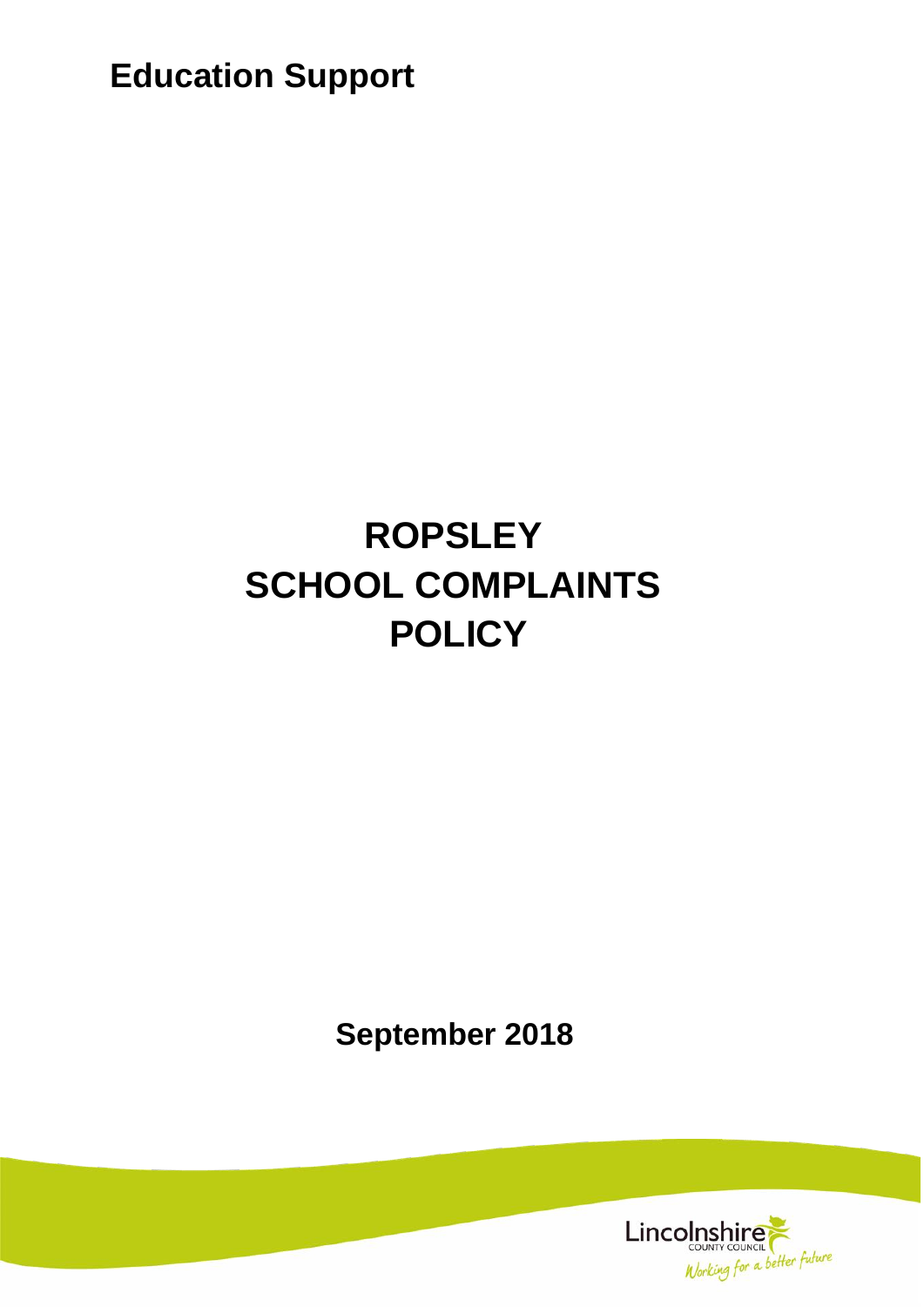**Education Support**

# ROPSLEY SCHOOL COMPLAINTS POLICY

**September 2018**

Lincolnshire COUNTY COUNCIL
Working for a better future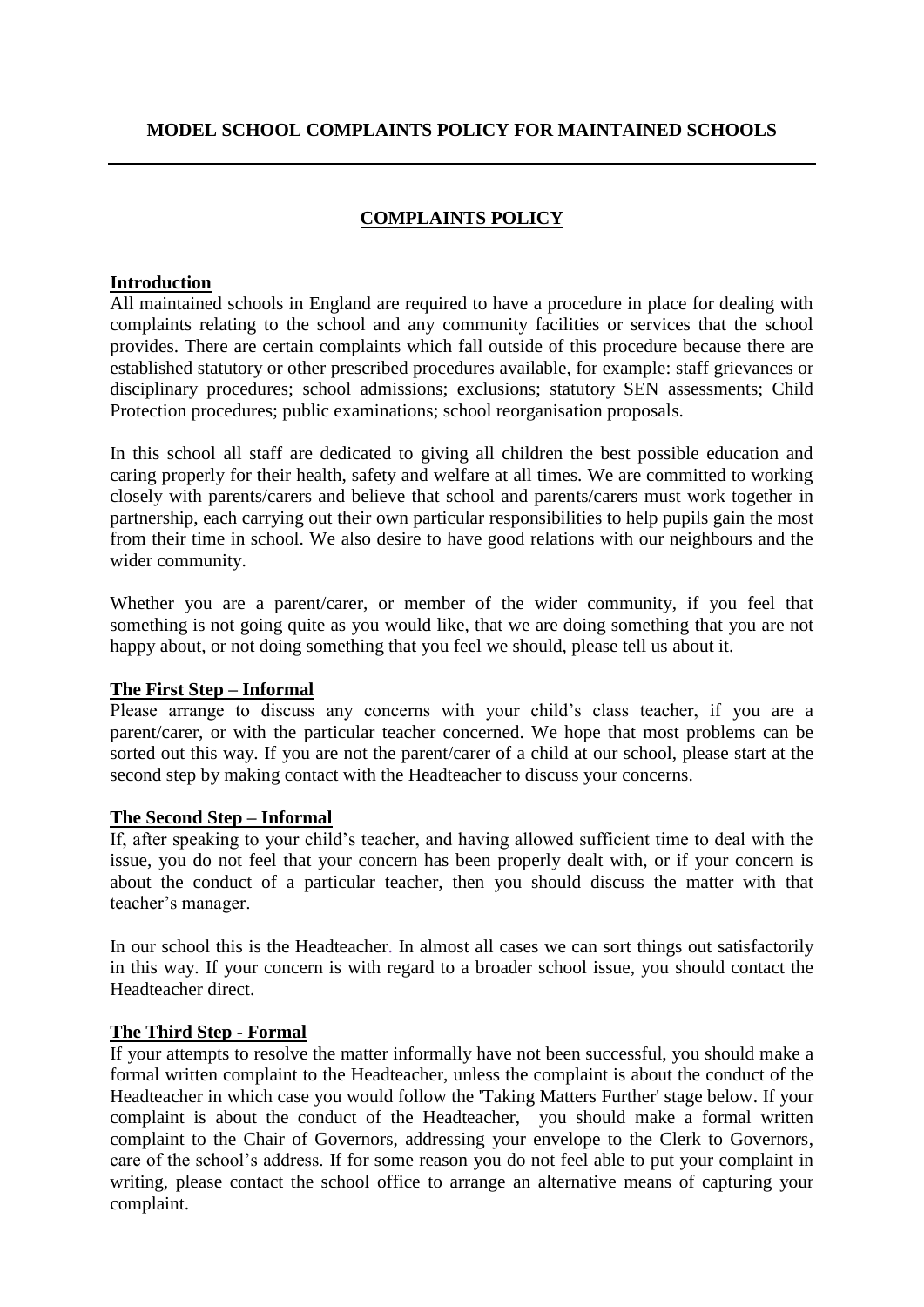**MODEL SCHOOL COMPLAINTS POLICY FOR MAINTAINED SCHOOLS**

---

## COMPLAINTS POLICY

### Introduction

All maintained schools in England are required to have a procedure in place for dealing with complaints relating to the school and any community facilities or services that the school provides. There are certain complaints which fall outside of this procedure because there are established statutory or other prescribed procedures available, for example: staff grievances or disciplinary procedures; school admissions; exclusions; statutory SEN assessments; Child Protection procedures; public examinations; school reorganisation proposals.

In this school all staff are dedicated to giving all children the best possible education and caring properly for their health, safety and welfare at all times. We are committed to working closely with parents/carers and believe that school and parents/carers must work together in partnership, each carrying out their own particular responsibilities to help pupils gain the most from their time in school. We also desire to have good relations with our neighbours and the wider community.

Whether you are a parent/carer, or member of the wider community, if you feel that something is not going quite as you would like, that we are doing something that you are not happy about, or not doing something that you feel we should, please tell us about it.

### The First Step – Informal

Please arrange to discuss any concerns with your child's class teacher, if you are a parent/carer, or with the particular teacher concerned. We hope that most problems can be sorted out this way. If you are not the parent/carer of a child at our school, please start at the second step by making contact with the Headteacher to discuss your concerns.

### The Second Step – Informal

If, after speaking to your child's teacher, and having allowed sufficient time to deal with the issue, you do not feel that your concern has been properly dealt with, or if your concern is about the conduct of a particular teacher, then you should discuss the matter with that teacher's manager.

In our school this is the Headteacher. In almost all cases we can sort things out satisfactorily in this way. If your concern is with regard to a broader school issue, you should contact the Headteacher direct.

### The Third Step - Formal

If your attempts to resolve the matter informally have not been successful, you should make a formal written complaint to the Headteacher, unless the complaint is about the conduct of the Headteacher in which case you would follow the 'Taking Matters Further' stage below. If your complaint is about the conduct of the Headteacher, you should make a formal written complaint to the Chair of Governors, addressing your envelope to the Clerk to Governors, care of the school's address. If for some reason you do not feel able to put your complaint in writing, please contact the school office to arrange an alternative means of capturing your complaint.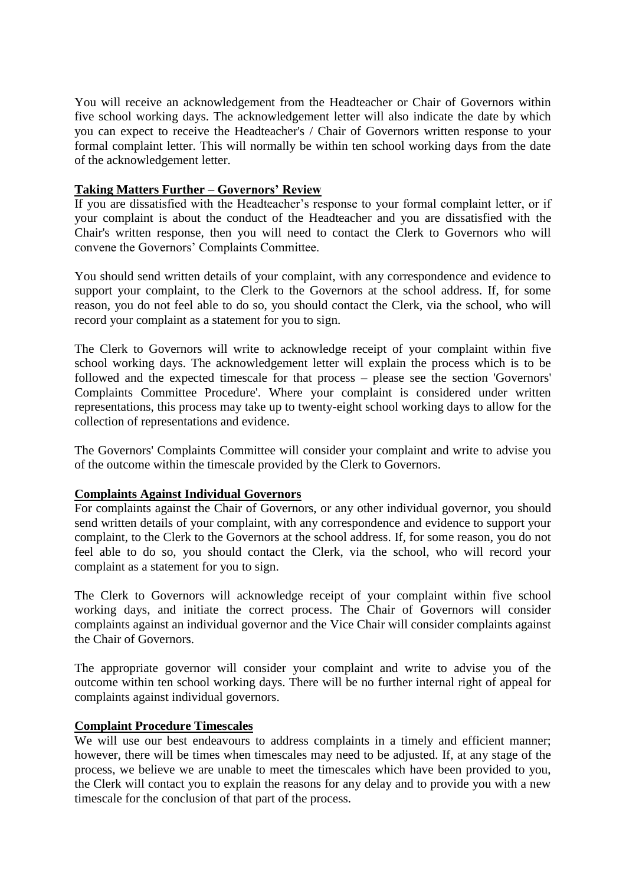You will receive an acknowledgement from the Headteacher or Chair of Governors within five school working days. The acknowledgement letter will also indicate the date by which you can expect to receive the Headteacher's / Chair of Governors written response to your formal complaint letter. This will normally be within ten school working days from the date of the acknowledgement letter.

**Taking Matters Further – Governors' Review**

If you are dissatisfied with the Headteacher's response to your formal complaint letter, or if your complaint is about the conduct of the Headteacher and you are dissatisfied with the Chair's written response, then you will need to contact the Clerk to Governors who will convene the Governors' Complaints Committee.

You should send written details of your complaint, with any correspondence and evidence to support your complaint, to the Clerk to the Governors at the school address. If, for some reason, you do not feel able to do so, you should contact the Clerk, via the school, who will record your complaint as a statement for you to sign.

The Clerk to Governors will write to acknowledge receipt of your complaint within five school working days. The acknowledgement letter will explain the process which is to be followed and the expected timescale for that process – please see the section 'Governors' Complaints Committee Procedure'. Where your complaint is considered under written representations, this process may take up to twenty-eight school working days to allow for the collection of representations and evidence.

The Governors' Complaints Committee will consider your complaint and write to advise you of the outcome within the timescale provided by the Clerk to Governors.

**Complaints Against Individual Governors**

For complaints against the Chair of Governors, or any other individual governor, you should send written details of your complaint, with any correspondence and evidence to support your complaint, to the Clerk to the Governors at the school address. If, for some reason, you do not feel able to do so, you should contact the Clerk, via the school, who will record your complaint as a statement for you to sign.

The Clerk to Governors will acknowledge receipt of your complaint within five school working days, and initiate the correct process. The Chair of Governors will consider complaints against an individual governor and the Vice Chair will consider complaints against the Chair of Governors.

The appropriate governor will consider your complaint and write to advise you of the outcome within ten school working days. There will be no further internal right of appeal for complaints against individual governors.

**Complaint Procedure Timescales**

We will use our best endeavours to address complaints in a timely and efficient manner; however, there will be times when timescales may need to be adjusted. If, at any stage of the process, we believe we are unable to meet the timescales which have been provided to you, the Clerk will contact you to explain the reasons for any delay and to provide you with a new timescale for the conclusion of that part of the process.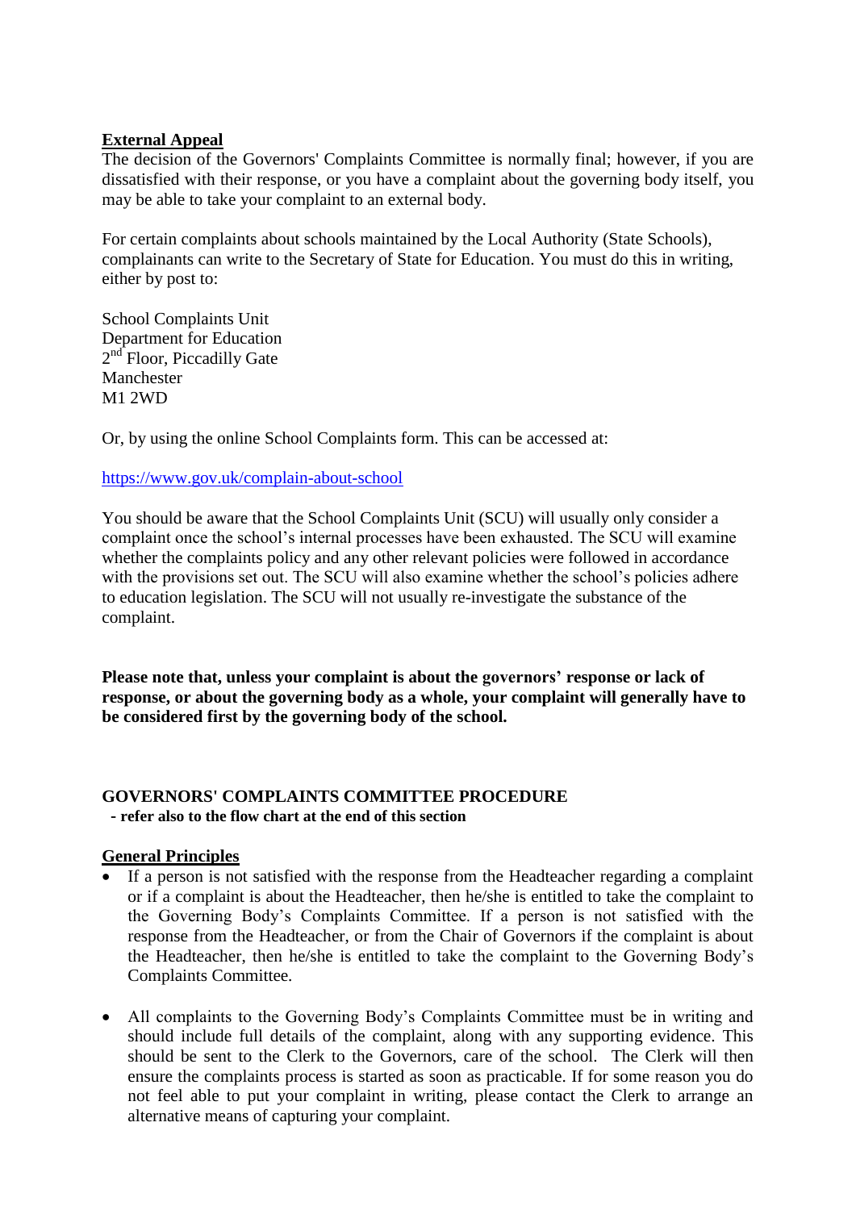**External Appeal**

The decision of the Governors' Complaints Committee is normally final; however, if you are dissatisfied with their response, or you have a complaint about the governing body itself, you may be able to take your complaint to an external body.

For certain complaints about schools maintained by the Local Authority (State Schools), complainants can write to the Secretary of State for Education. You must do this in writing, either by post to:

School Complaints Unit
Department for Education
2nd Floor, Piccadilly Gate
Manchester
M1 2WD

Or, by using the online School Complaints form. This can be accessed at:

https://www.gov.uk/complain-about-school

You should be aware that the School Complaints Unit (SCU) will usually only consider a complaint once the school's internal processes have been exhausted. The SCU will examine whether the complaints policy and any other relevant policies were followed in accordance with the provisions set out. The SCU will also examine whether the school's policies adhere to education legislation. The SCU will not usually re-investigate the substance of the complaint.

**Please note that, unless your complaint is about the governors' response or lack of response, or about the governing body as a whole, your complaint will generally have to be considered first by the governing body of the school.**

## GOVERNORS' COMPLAINTS COMMITTEE PROCEDURE

**- refer also to the flow chart at the end of this section**

**General Principles**

- If a person is not satisfied with the response from the Headteacher regarding a complaint or if a complaint is about the Headteacher, then he/she is entitled to take the complaint to the Governing Body's Complaints Committee. If a person is not satisfied with the response from the Headteacher, or from the Chair of Governors if the complaint is about the Headteacher, then he/she is entitled to take the complaint to the Governing Body's Complaints Committee.

- All complaints to the Governing Body's Complaints Committee must be in writing and should include full details of the complaint, along with any supporting evidence. This should be sent to the Clerk to the Governors, care of the school. The Clerk will then ensure the complaints process is started as soon as practicable. If for some reason you do not feel able to put your complaint in writing, please contact the Clerk to arrange an alternative means of capturing your complaint.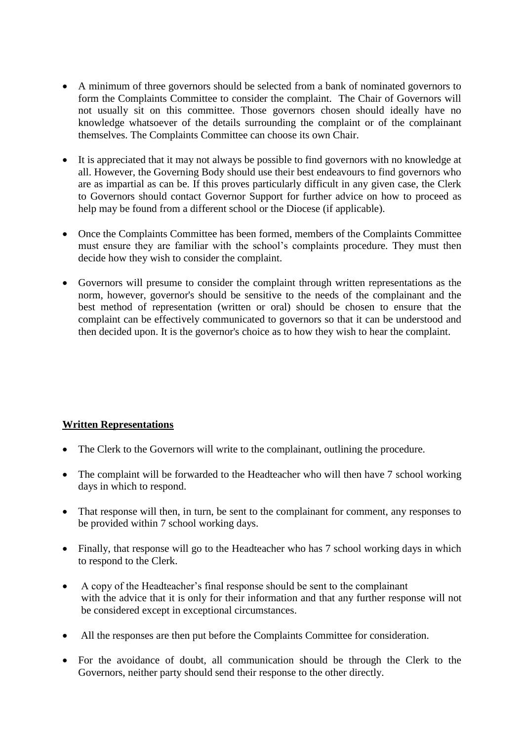- A minimum of three governors should be selected from a bank of nominated governors to form the Complaints Committee to consider the complaint. The Chair of Governors will not usually sit on this committee. Those governors chosen should ideally have no knowledge whatsoever of the details surrounding the complaint or of the complainant themselves. The Complaints Committee can choose its own Chair.

- It is appreciated that it may not always be possible to find governors with no knowledge at all. However, the Governing Body should use their best endeavours to find governors who are as impartial as can be. If this proves particularly difficult in any given case, the Clerk to Governors should contact Governor Support for further advice on how to proceed as help may be found from a different school or the Diocese (if applicable).

- Once the Complaints Committee has been formed, members of the Complaints Committee must ensure they are familiar with the school's complaints procedure. They must then decide how they wish to consider the complaint.

- Governors will presume to consider the complaint through written representations as the norm, however, governor's should be sensitive to the needs of the complainant and the best method of representation (written or oral) should be chosen to ensure that the complaint can be effectively communicated to governors so that it can be understood and then decided upon. It is the governor's choice as to how they wish to hear the complaint.

**<u>Written Representations</u>**

- The Clerk to the Governors will write to the complainant, outlining the procedure.

- The complaint will be forwarded to the Headteacher who will then have 7 school working days in which to respond.

- That response will then, in turn, be sent to the complainant for comment, any responses to be provided within 7 school working days.

- Finally, that response will go to the Headteacher who has 7 school working days in which to respond to the Clerk.

- A copy of the Headteacher's final response should be sent to the complainant with the advice that it is only for their information and that any further response will not be considered except in exceptional circumstances.

- All the responses are then put before the Complaints Committee for consideration.

- For the avoidance of doubt, all communication should be through the Clerk to the Governors, neither party should send their response to the other directly.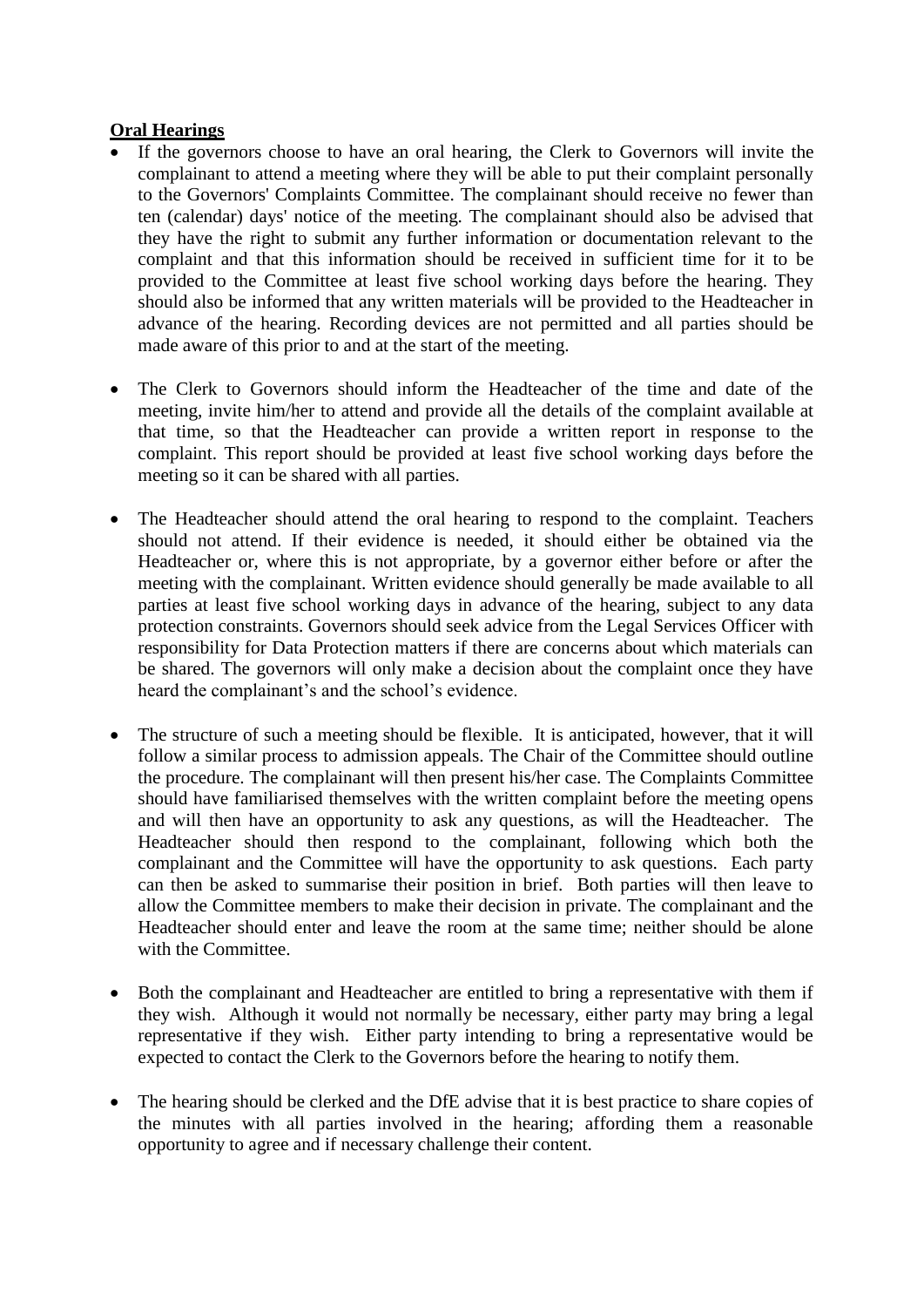**Oral Hearings**

- If the governors choose to have an oral hearing, the Clerk to Governors will invite the complainant to attend a meeting where they will be able to put their complaint personally to the Governors' Complaints Committee. The complainant should receive no fewer than ten (calendar) days' notice of the meeting. The complainant should also be advised that they have the right to submit any further information or documentation relevant to the complaint and that this information should be received in sufficient time for it to be provided to the Committee at least five school working days before the hearing. They should also be informed that any written materials will be provided to the Headteacher in advance of the hearing. Recording devices are not permitted and all parties should be made aware of this prior to and at the start of the meeting.

- The Clerk to Governors should inform the Headteacher of the time and date of the meeting, invite him/her to attend and provide all the details of the complaint available at that time, so that the Headteacher can provide a written report in response to the complaint. This report should be provided at least five school working days before the meeting so it can be shared with all parties.

- The Headteacher should attend the oral hearing to respond to the complaint. Teachers should not attend. If their evidence is needed, it should either be obtained via the Headteacher or, where this is not appropriate, by a governor either before or after the meeting with the complainant. Written evidence should generally be made available to all parties at least five school working days in advance of the hearing, subject to any data protection constraints. Governors should seek advice from the Legal Services Officer with responsibility for Data Protection matters if there are concerns about which materials can be shared. The governors will only make a decision about the complaint once they have heard the complainant's and the school's evidence.

- The structure of such a meeting should be flexible. It is anticipated, however, that it will follow a similar process to admission appeals. The Chair of the Committee should outline the procedure. The complainant will then present his/her case. The Complaints Committee should have familiarised themselves with the written complaint before the meeting opens and will then have an opportunity to ask any questions, as will the Headteacher. The Headteacher should then respond to the complainant, following which both the complainant and the Committee will have the opportunity to ask questions. Each party can then be asked to summarise their position in brief. Both parties will then leave to allow the Committee members to make their decision in private. The complainant and the Headteacher should enter and leave the room at the same time; neither should be alone with the Committee.

- Both the complainant and Headteacher are entitled to bring a representative with them if they wish. Although it would not normally be necessary, either party may bring a legal representative if they wish. Either party intending to bring a representative would be expected to contact the Clerk to the Governors before the hearing to notify them.

- The hearing should be clerked and the DfE advise that it is best practice to share copies of the minutes with all parties involved in the hearing; affording them a reasonable opportunity to agree and if necessary challenge their content.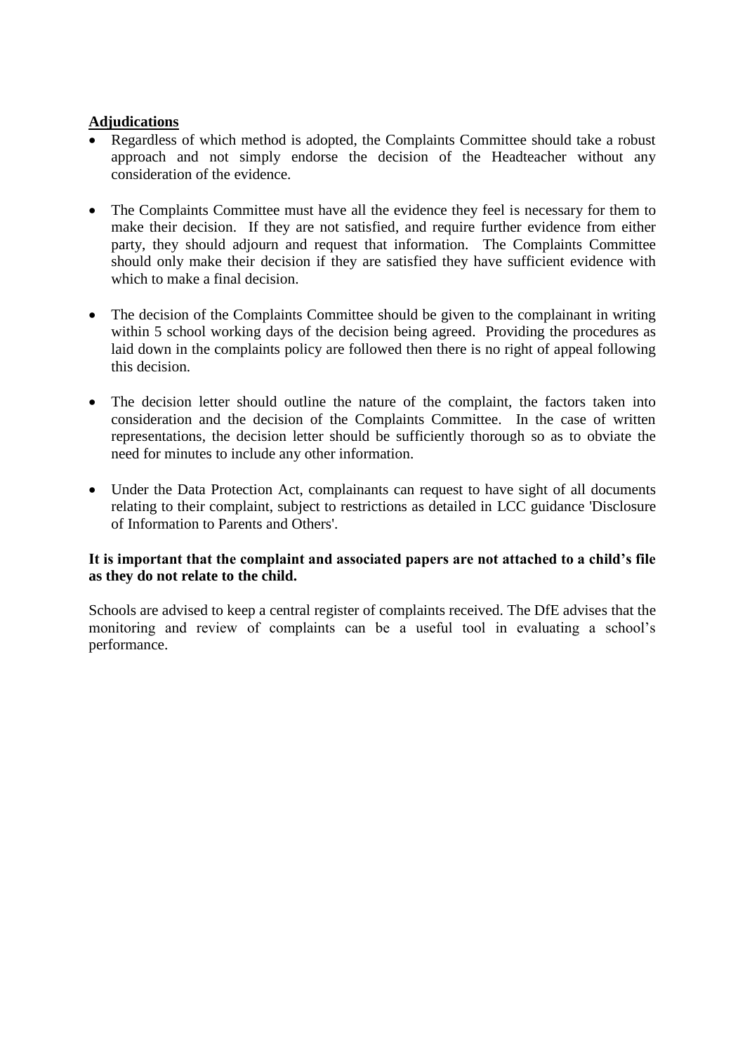**Adjudications**

- Regardless of which method is adopted, the Complaints Committee should take a robust approach and not simply endorse the decision of the Headteacher without any consideration of the evidence.

- The Complaints Committee must have all the evidence they feel is necessary for them to make their decision. If they are not satisfied, and require further evidence from either party, they should adjourn and request that information. The Complaints Committee should only make their decision if they are satisfied they have sufficient evidence with which to make a final decision.

- The decision of the Complaints Committee should be given to the complainant in writing within 5 school working days of the decision being agreed. Providing the procedures as laid down in the complaints policy are followed then there is no right of appeal following this decision.

- The decision letter should outline the nature of the complaint, the factors taken into consideration and the decision of the Complaints Committee. In the case of written representations, the decision letter should be sufficiently thorough so as to obviate the need for minutes to include any other information.

- Under the Data Protection Act, complainants can request to have sight of all documents relating to their complaint, subject to restrictions as detailed in LCC guidance 'Disclosure of Information to Parents and Others'.

**It is important that the complaint and associated papers are not attached to a child's file as they do not relate to the child.**

Schools are advised to keep a central register of complaints received. The DfE advises that the monitoring and review of complaints can be a useful tool in evaluating a school's performance.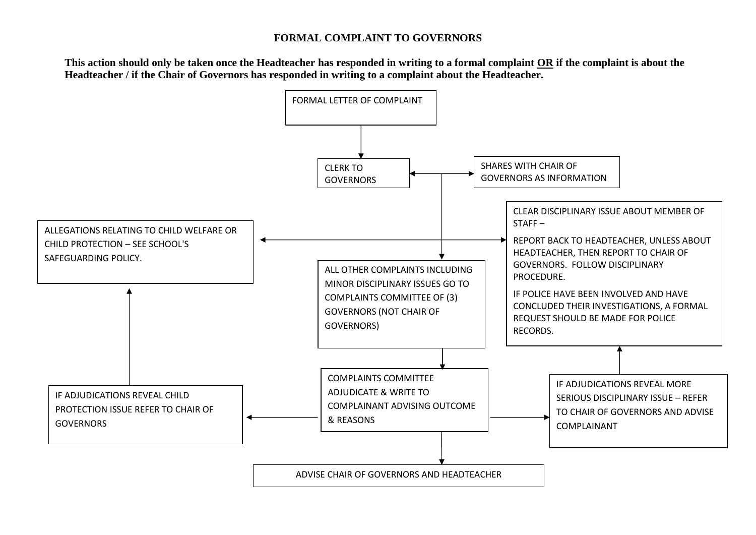# FORMAL COMPLAINT TO GOVERNORS

**This action should only be taken once the Headteacher has responded in writing to a formal complaint <u>OR</u> if the complaint is about the Headteacher / if the Chair of Governors has responded in writing to a complaint about the Headteacher.**

FORMAL LETTER OF COMPLAINT

↓

CLERK TO GOVERNORS ↔ SHARES WITH CHAIR OF GOVERNORS AS INFORMATION

↓

ALLEGATIONS RELATING TO CHILD WELFARE OR CHILD PROTECTION – SEE SCHOOL'S SAFEGUARDING POLICY.

CLEAR DISCIPLINARY ISSUE ABOUT MEMBER OF STAFF –

REPORT BACK TO HEADTEACHER, UNLESS ABOUT HEADTEACHER, THEN REPORT TO CHAIR OF GOVERNORS. FOLLOW DISCIPLINARY PROCEDURE.

IF POLICE HAVE BEEN INVOLVED AND HAVE CONCLUDED THEIR INVESTIGATIONS, A FORMAL REQUEST SHOULD BE MADE FOR POLICE RECORDS.

ALL OTHER COMPLAINTS INCLUDING MINOR DISCIPLINARY ISSUES GO TO COMPLAINTS COMMITTEE OF (3) GOVERNORS (NOT CHAIR OF GOVERNORS)

↓

COMPLAINTS COMMITTEE ADJUDICATE & WRITE TO COMPLAINANT ADVISING OUTCOME & REASONS

- IF ADJUDICATIONS REVEAL CHILD PROTECTION ISSUE REFER TO CHAIR OF GOVERNORS → ALLEGATIONS RELATING TO CHILD WELFARE OR CHILD PROTECTION – SEE SCHOOL'S SAFEGUARDING POLICY.
- IF ADJUDICATIONS REVEAL MORE SERIOUS DISCIPLINARY ISSUE – REFER TO CHAIR OF GOVERNORS AND ADVISE COMPLAINANT → CLEAR DISCIPLINARY ISSUE ABOUT MEMBER OF STAFF
- ADVISE CHAIR OF GOVERNORS AND HEADTEACHER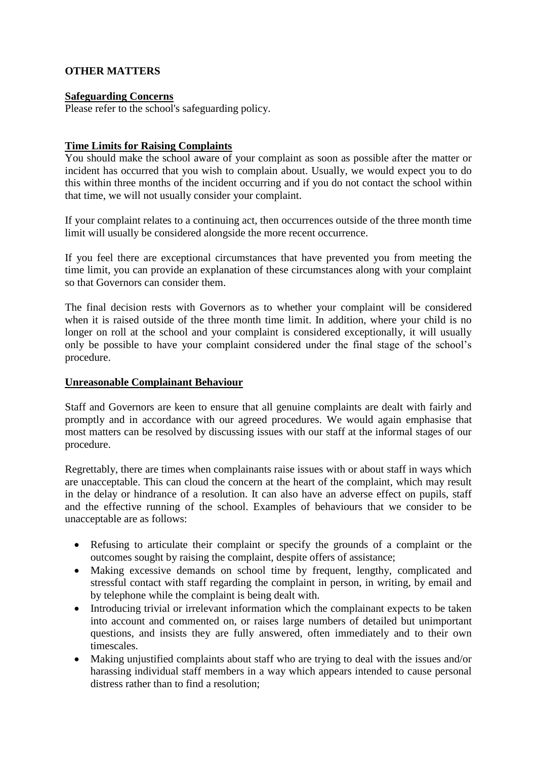## OTHER MATTERS

### Safeguarding Concerns

Please refer to the school's safeguarding policy.

### Time Limits for Raising Complaints

You should make the school aware of your complaint as soon as possible after the matter or incident has occurred that you wish to complain about. Usually, we would expect you to do this within three months of the incident occurring and if you do not contact the school within that time, we will not usually consider your complaint.

If your complaint relates to a continuing act, then occurrences outside of the three month time limit will usually be considered alongside the more recent occurrence.

If you feel there are exceptional circumstances that have prevented you from meeting the time limit, you can provide an explanation of these circumstances along with your complaint so that Governors can consider them.

The final decision rests with Governors as to whether your complaint will be considered when it is raised outside of the three month time limit. In addition, where your child is no longer on roll at the school and your complaint is considered exceptionally, it will usually only be possible to have your complaint considered under the final stage of the school's procedure.

### Unreasonable Complainant Behaviour

Staff and Governors are keen to ensure that all genuine complaints are dealt with fairly and promptly and in accordance with our agreed procedures. We would again emphasise that most matters can be resolved by discussing issues with our staff at the informal stages of our procedure.

Regrettably, there are times when complainants raise issues with or about staff in ways which are unacceptable. This can cloud the concern at the heart of the complaint, which may result in the delay or hindrance of a resolution. It can also have an adverse effect on pupils, staff and the effective running of the school. Examples of behaviours that we consider to be unacceptable are as follows:

- Refusing to articulate their complaint or specify the grounds of a complaint or the outcomes sought by raising the complaint, despite offers of assistance;
- Making excessive demands on school time by frequent, lengthy, complicated and stressful contact with staff regarding the complaint in person, in writing, by email and by telephone while the complaint is being dealt with.
- Introducing trivial or irrelevant information which the complainant expects to be taken into account and commented on, or raises large numbers of detailed but unimportant questions, and insists they are fully answered, often immediately and to their own timescales.
- Making unjustified complaints about staff who are trying to deal with the issues and/or harassing individual staff members in a way which appears intended to cause personal distress rather than to find a resolution;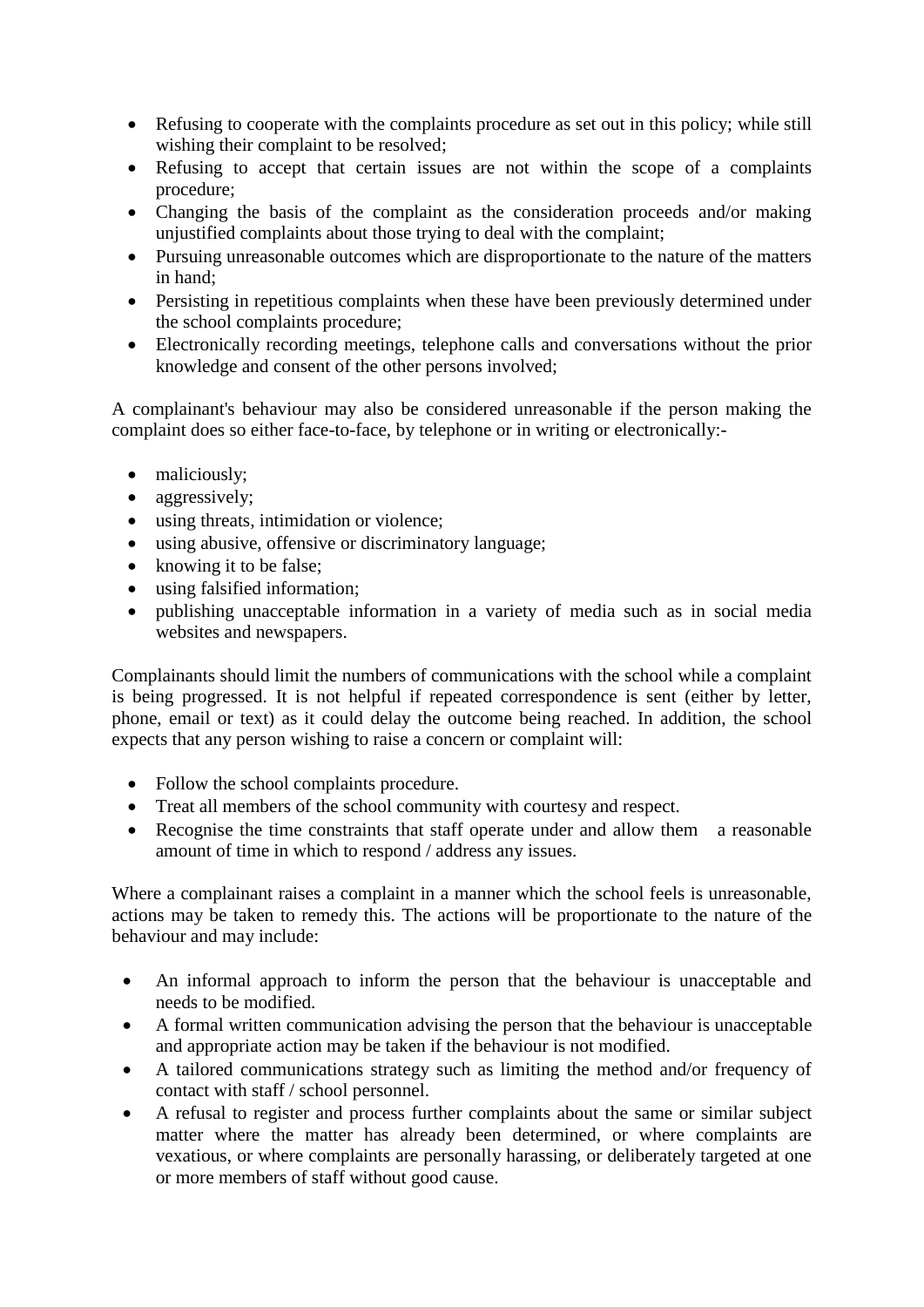- Refusing to cooperate with the complaints procedure as set out in this policy; while still wishing their complaint to be resolved;
- Refusing to accept that certain issues are not within the scope of a complaints procedure;
- Changing the basis of the complaint as the consideration proceeds and/or making unjustified complaints about those trying to deal with the complaint;
- Pursuing unreasonable outcomes which are disproportionate to the nature of the matters in hand;
- Persisting in repetitious complaints when these have been previously determined under the school complaints procedure;
- Electronically recording meetings, telephone calls and conversations without the prior knowledge and consent of the other persons involved;

A complainant's behaviour may also be considered unreasonable if the person making the complaint does so either face-to-face, by telephone or in writing or electronically:-

- maliciously;
- aggressively;
- using threats, intimidation or violence;
- using abusive, offensive or discriminatory language;
- knowing it to be false;
- using falsified information;
- publishing unacceptable information in a variety of media such as in social media websites and newspapers.

Complainants should limit the numbers of communications with the school while a complaint is being progressed. It is not helpful if repeated correspondence is sent (either by letter, phone, email or text) as it could delay the outcome being reached. In addition, the school expects that any person wishing to raise a concern or complaint will:

- Follow the school complaints procedure.
- Treat all members of the school community with courtesy and respect.
- Recognise the time constraints that staff operate under and allow them a reasonable amount of time in which to respond / address any issues.

Where a complainant raises a complaint in a manner which the school feels is unreasonable, actions may be taken to remedy this. The actions will be proportionate to the nature of the behaviour and may include:

- An informal approach to inform the person that the behaviour is unacceptable and needs to be modified.
- A formal written communication advising the person that the behaviour is unacceptable and appropriate action may be taken if the behaviour is not modified.
- A tailored communications strategy such as limiting the method and/or frequency of contact with staff / school personnel.
- A refusal to register and process further complaints about the same or similar subject matter where the matter has already been determined, or where complaints are vexatious, or where complaints are personally harassing, or deliberately targeted at one or more members of staff without good cause.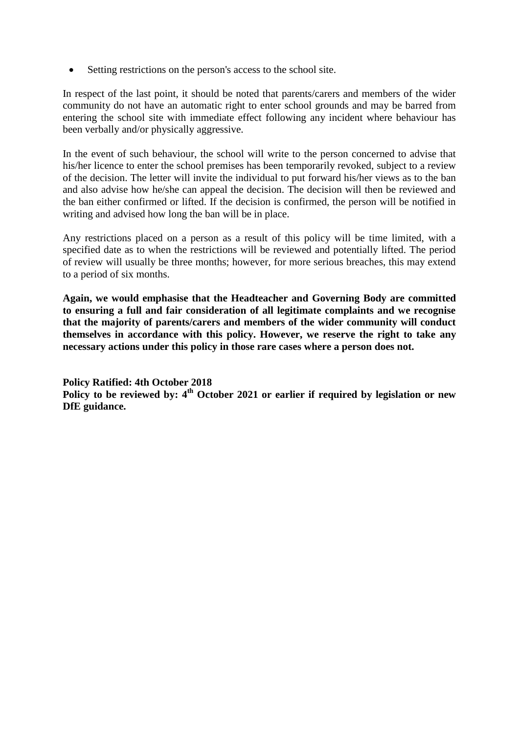- Setting restrictions on the person's access to the school site.

In respect of the last point, it should be noted that parents/carers and members of the wider community do not have an automatic right to enter school grounds and may be barred from entering the school site with immediate effect following any incident where behaviour has been verbally and/or physically aggressive.

In the event of such behaviour, the school will write to the person concerned to advise that his/her licence to enter the school premises has been temporarily revoked, subject to a review of the decision. The letter will invite the individual to put forward his/her views as to the ban and also advise how he/she can appeal the decision. The decision will then be reviewed and the ban either confirmed or lifted. If the decision is confirmed, the person will be notified in writing and advised how long the ban will be in place.

Any restrictions placed on a person as a result of this policy will be time limited, with a specified date as to when the restrictions will be reviewed and potentially lifted. The period of review will usually be three months; however, for more serious breaches, this may extend to a period of six months.

**Again, we would emphasise that the Headteacher and Governing Body are committed to ensuring a full and fair consideration of all legitimate complaints and we recognise that the majority of parents/carers and members of the wider community will conduct themselves in accordance with this policy. However, we reserve the right to take any necessary actions under this policy in those rare cases where a person does not.**

**Policy Ratified: 4th October 2018**
**Policy to be reviewed by: 4th October 2021 or earlier if required by legislation or new DfE guidance.**